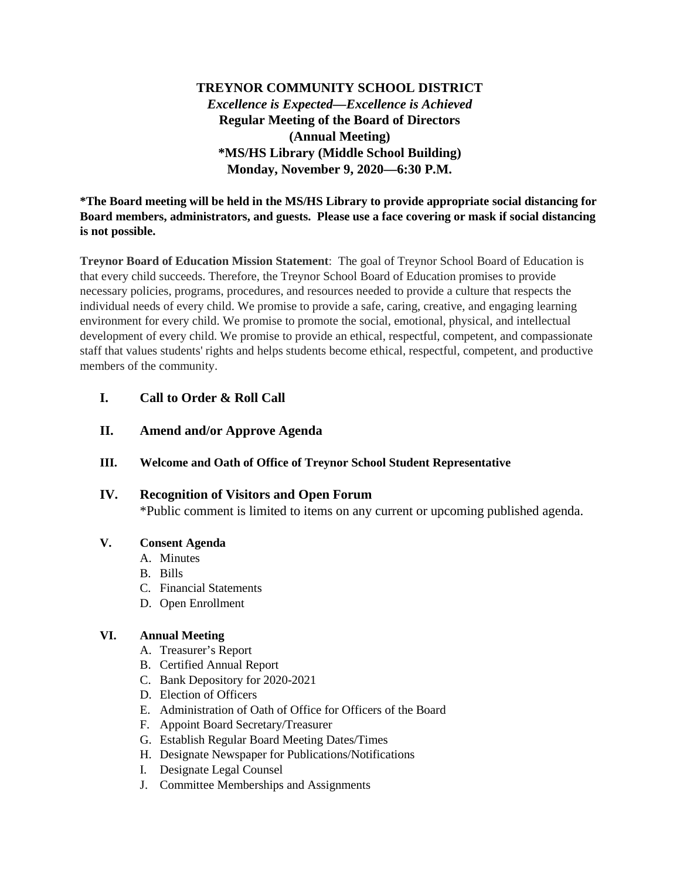**TREYNOR COMMUNITY SCHOOL DISTRICT**
***Excellence is Expected—Excellence is Achieved***
**Regular Meeting of the Board of Directors**
**(Annual Meeting)**
**\*MS/HS Library (Middle School Building)**
**Monday, November 9, 2020—6:30 P.M.**

**\*The Board meeting will be held in the MS/HS Library to provide appropriate social distancing for Board members, administrators, and guests. Please use a face covering or mask if social distancing is not possible.**

**Treynor Board of Education Mission Statement**: The goal of Treynor School Board of Education is that every child succeeds. Therefore, the Treynor School Board of Education promises to provide necessary policies, programs, procedures, and resources needed to provide a culture that respects the individual needs of every child. We promise to provide a safe, caring, creative, and engaging learning environment for every child. We promise to promote the social, emotional, physical, and intellectual development of every child. We promise to provide an ethical, respectful, competent, and compassionate staff that values students' rights and helps students become ethical, respectful, competent, and productive members of the community.

**I. Call to Order & Roll Call**

**II. Amend and/or Approve Agenda**

**III. Welcome and Oath of Office of Treynor School Student Representative**

**IV. Recognition of Visitors and Open Forum**
\*Public comment is limited to items on any current or upcoming published agenda.

**V. Consent Agenda**
- A. Minutes
- B. Bills
- C. Financial Statements
- D. Open Enrollment

**VI. Annual Meeting**
- A. Treasurer's Report
- B. Certified Annual Report
- C. Bank Depository for 2020-2021
- D. Election of Officers
- E. Administration of Oath of Office for Officers of the Board
- F. Appoint Board Secretary/Treasurer
- G. Establish Regular Board Meeting Dates/Times
- H. Designate Newspaper for Publications/Notifications
- I. Designate Legal Counsel
- J. Committee Memberships and Assignments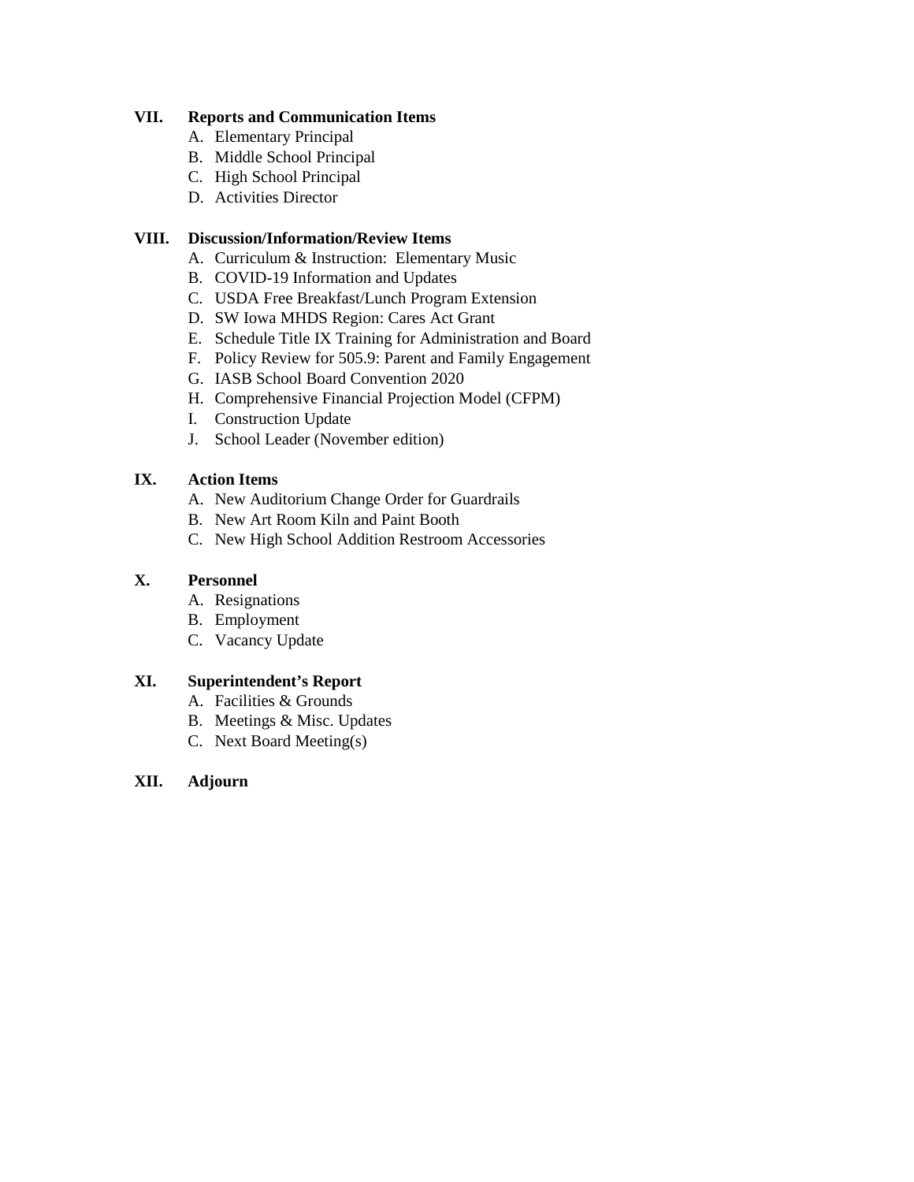**VII. Reports and Communication Items**

A. Elementary Principal
B. Middle School Principal
C. High School Principal
D. Activities Director

**VIII. Discussion/Information/Review Items**

A. Curriculum & Instruction:  Elementary Music
B. COVID-19 Information and Updates
C. USDA Free Breakfast/Lunch Program Extension
D. SW Iowa MHDS Region: Cares Act Grant
E. Schedule Title IX Training for Administration and Board
F. Policy Review for 505.9: Parent and Family Engagement
G. IASB School Board Convention 2020
H. Comprehensive Financial Projection Model (CFPM)
I. Construction Update
J. School Leader (November edition)

**IX. Action Items**

A. New Auditorium Change Order for Guardrails
B. New Art Room Kiln and Paint Booth
C. New High School Addition Restroom Accessories

**X. Personnel**

A. Resignations
B. Employment
C. Vacancy Update

**XI. Superintendent's Report**

A. Facilities & Grounds
B. Meetings & Misc. Updates
C. Next Board Meeting(s)

**XII. Adjourn**